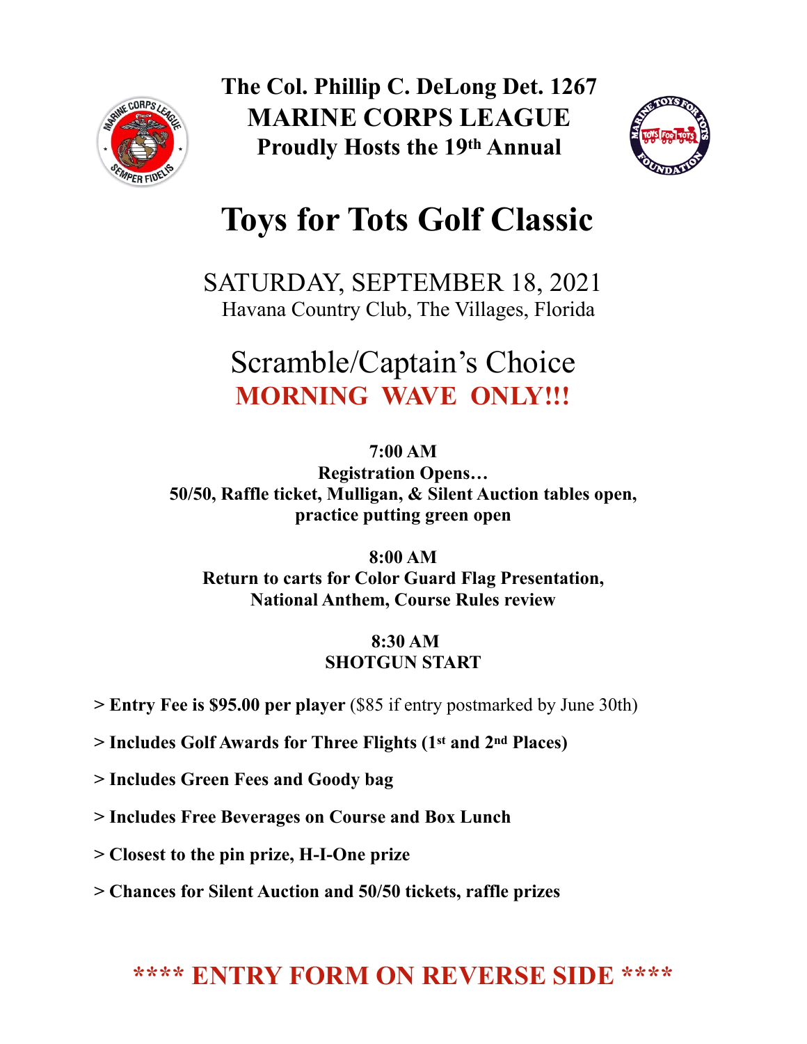**The Col. Phillip C. DeLong Det. 1267**
**MARINE CORPS LEAGUE**
**Proudly Hosts the 19th Annual**

# Toys for Tots Golf Classic

SATURDAY, SEPTEMBER 18, 2021
Havana Country Club, The Villages, Florida

## Scramble/Captain's Choice
**MORNING WAVE ONLY!!!**

**7:00 AM**
**Registration Opens…**
**50/50, Raffle ticket, Mulligan, & Silent Auction tables open, practice putting green open**

**8:00 AM**
**Return to carts for Color Guard Flag Presentation, National Anthem, Course Rules review**

**8:30 AM**
**SHOTGUN START**

> **Entry Fee is $95.00 per player** ($85 if entry postmarked by June 30th)

> **Includes Golf Awards for Three Flights (1st and 2nd Places)**

> **Includes Green Fees and Goody bag**

> **Includes Free Beverages on Course and Box Lunch**

> **Closest to the pin prize, H-I-One prize**

> **Chances for Silent Auction and 50/50 tickets, raffle prizes**

**\*\*\*\* ENTRY FORM ON REVERSE SIDE \*\*\*\***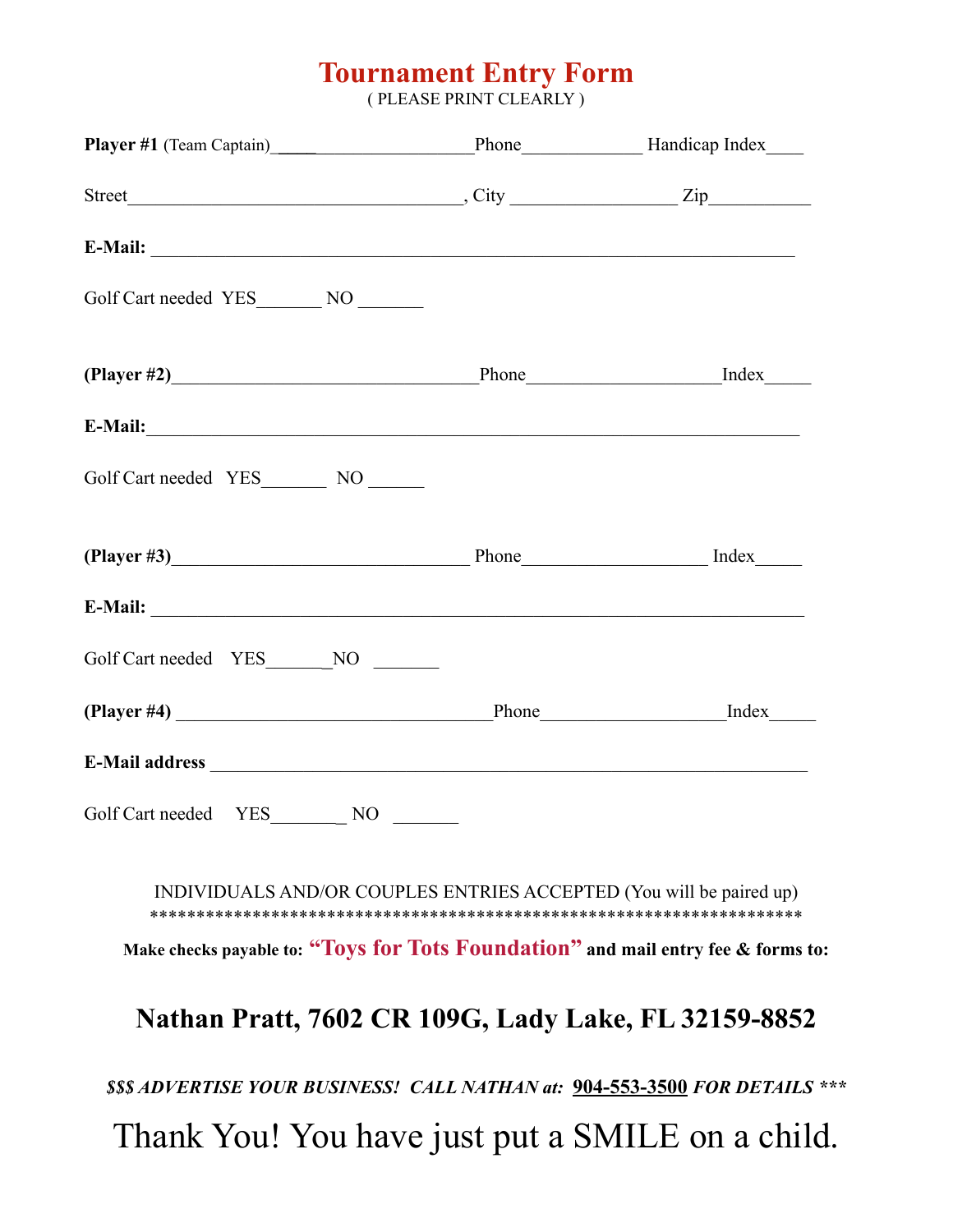# Tournament Entry Form

( PLEASE PRINT CLEARLY )

**Player #1** (Team Captain)______________________Phone_____________ Handicap Index____

Street___________________________________, City _________________ Zip___________

**E-Mail:** _________________________________________________________________

Golf Cart needed YES_______ NO _______

**(Player #2)**________________________________Phone____________________Index_____

**E-Mail:**___________________________________________________________________

Golf Cart needed YES_______ NO ______

**(Player #3)**_______________________________ Phone___________________ Index_____

**E-Mail:** __________________________________________________________________

Golf Cart needed YES_______NO _______

**(Player #4)** _________________________________Phone__________________Index_____

**E-Mail address** ______________________________________________________________

Golf Cart needed YES________ NO _______

INDIVIDUALS AND/OR COUPLES ENTRIES ACCEPTED (You will be paired up)

************************************************************************

**Make checks payable to: "Toys for Tots Foundation" and mail entry fee & forms to:**

**Nathan Pratt, 7602 CR 109G, Lady Lake, FL 32159-8852**

***$$$ ADVERTISE YOUR BUSINESS! CALL NATHAN at: 904-553-3500 FOR DETAILS \*\*\****

Thank You! You have just put a SMILE on a child.